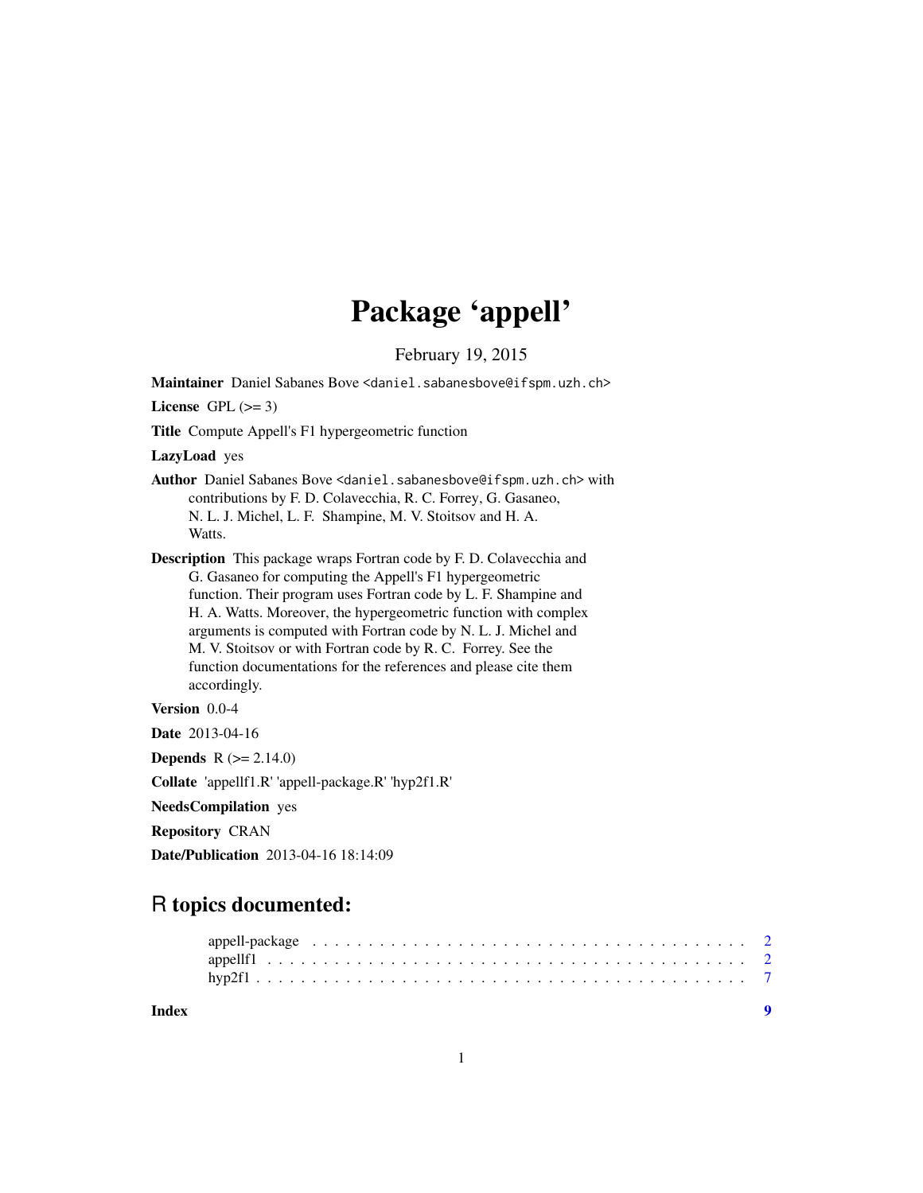# Package 'appell'

February 19, 2015

**Maintainer** Daniel Sabanes Bove <daniel.sabanesbove@ifspm.uzh.ch>

**License** GPL (>= 3)

**Title** Compute Appell's F1 hypergeometric function

**LazyLoad** yes

**Author** Daniel Sabanes Bove <daniel.sabanesbove@ifspm.uzh.ch> with contributions by F. D. Colavecchia, R. C. Forrey, G. Gasaneo, N. L. J. Michel, L. F. Shampine, M. V. Stoitsov and H. A. Watts.

**Description** This package wraps Fortran code by F. D. Colavecchia and G. Gasaneo for computing the Appell's F1 hypergeometric function. Their program uses Fortran code by L. F. Shampine and H. A. Watts. Moreover, the hypergeometric function with complex arguments is computed with Fortran code by N. L. J. Michel and M. V. Stoitsov or with Fortran code by R. C. Forrey. See the function documentations for the references and please cite them accordingly.

**Version** 0.0-4

**Date** 2013-04-16

**Depends** R (>= 2.14.0)

**Collate** 'appellf1.R' 'appell-package.R' 'hyp2f1.R'

**NeedsCompilation** yes

**Repository** CRAN

**Date/Publication** 2013-04-16 18:14:09

## R topics documented:

| | |
|---|---|
| appell-package | 2 |
| appellf1 | 2 |
| hyp2f1 | 7 |
| **Index** | **9** |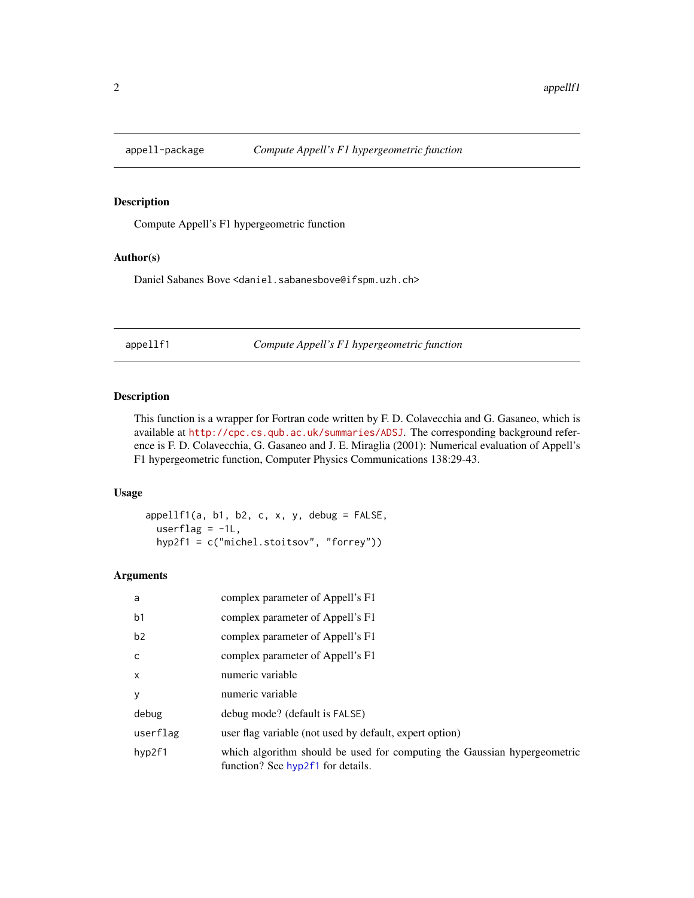## appell-package — *Compute Appell's F1 hypergeometric function*

### Description

Compute Appell's F1 hypergeometric function

### Author(s)

Daniel Sabanes Bove <daniel.sabanesbove@ifspm.uzh.ch>

## appellf1 — *Compute Appell's F1 hypergeometric function*

### Description

This function is a wrapper for Fortran code written by F. D. Colavecchia and G. Gasaneo, which is available at http://cpc.cs.qub.ac.uk/summaries/ADSJ. The corresponding background reference is F. D. Colavecchia, G. Gasaneo and J. E. Miraglia (2001): Numerical evaluation of Appell's F1 hypergeometric function, Computer Physics Communications 138:29-43.

### Usage

```
appellf1(a, b1, b2, c, x, y, debug = FALSE,
  userflag = -1L,
  hyp2f1 = c("michel.stoitsov", "forrey"))
```

### Arguments

| | |
|---|---|
| a | complex parameter of Appell's F1 |
| b1 | complex parameter of Appell's F1 |
| b2 | complex parameter of Appell's F1 |
| c | complex parameter of Appell's F1 |
| x | numeric variable |
| y | numeric variable |
| debug | debug mode? (default is FALSE) |
| userflag | user flag variable (not used by default, expert option) |
| hyp2f1 | which algorithm should be used for computing the Gaussian hypergeometric function? See hyp2f1 for details. |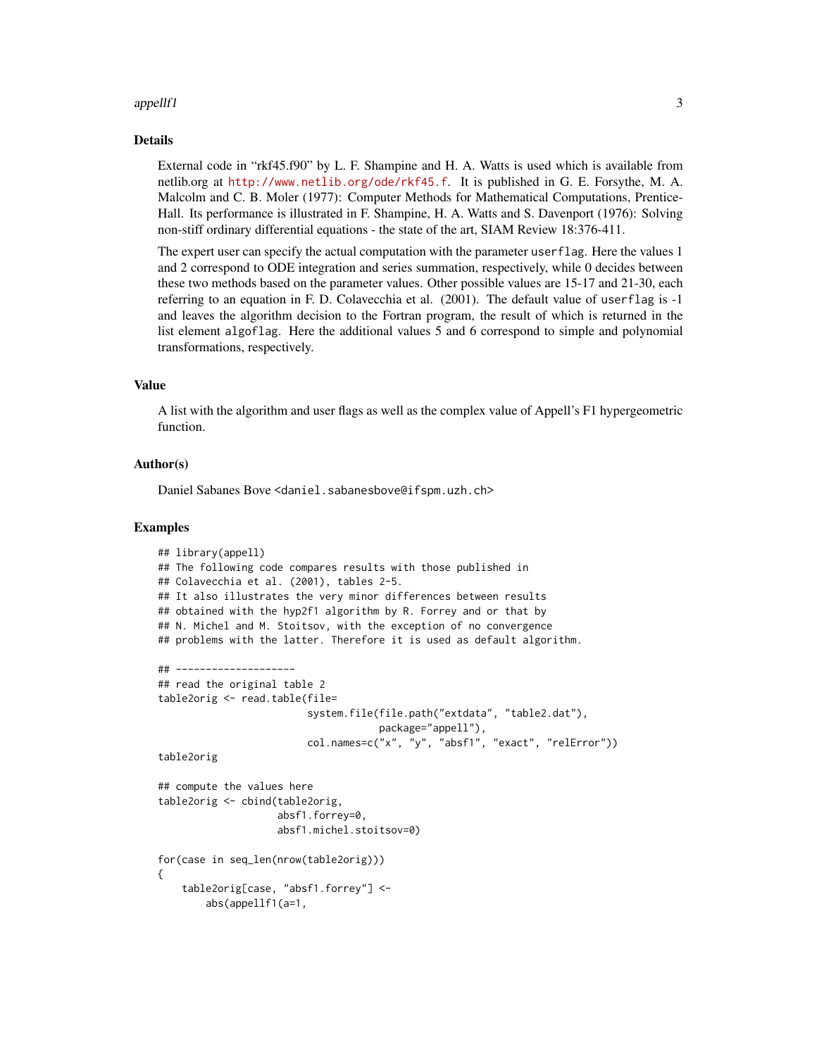## Details

External code in "rkf45.f90" by L. F. Shampine and H. A. Watts is used which is available from netlib.org at http://www.netlib.org/ode/rkf45.f. It is published in G. E. Forsythe, M. A. Malcolm and C. B. Moler (1977): Computer Methods for Mathematical Computations, Prentice-Hall. Its performance is illustrated in F. Shampine, H. A. Watts and S. Davenport (1976): Solving non-stiff ordinary differential equations - the state of the art, SIAM Review 18:376-411.

The expert user can specify the actual computation with the parameter `userflag`. Here the values 1 and 2 correspond to ODE integration and series summation, respectively, while 0 decides between these two methods based on the parameter values. Other possible values are 15-17 and 21-30, each referring to an equation in F. D. Colavecchia et al. (2001). The default value of `userflag` is -1 and leaves the algorithm decision to the Fortran program, the result of which is returned in the list element `algoflag`. Here the additional values 5 and 6 correspond to simple and polynomial transformations, respectively.

## Value

A list with the algorithm and user flags as well as the complex value of Appell's F1 hypergeometric function.

## Author(s)

Daniel Sabanes Bove <daniel.sabanesbove@ifspm.uzh.ch>

## Examples

```
## library(appell)
## The following code compares results with those published in
## Colavecchia et al. (2001), tables 2-5.
## It also illustrates the very minor differences between results
## obtained with the hyp2f1 algorithm by R. Forrey and or that by
## N. Michel and M. Stoitsov, with the exception of no convergence
## problems with the latter. Therefore it is used as default algorithm.

## --------------------
## read the original table 2
table2orig <- read.table(file=
                         system.file(file.path("extdata", "table2.dat"),
                                     package="appell"),
                         col.names=c("x", "y", "absf1", "exact", "relError"))
table2orig

## compute the values here
table2orig <- cbind(table2orig,
                    absf1.forrey=0,
                    absf1.michel.stoitsov=0)

for(case in seq_len(nrow(table2orig)))
{
    table2orig[case, "absf1.forrey"] <-
        abs(appellf1(a=1,
```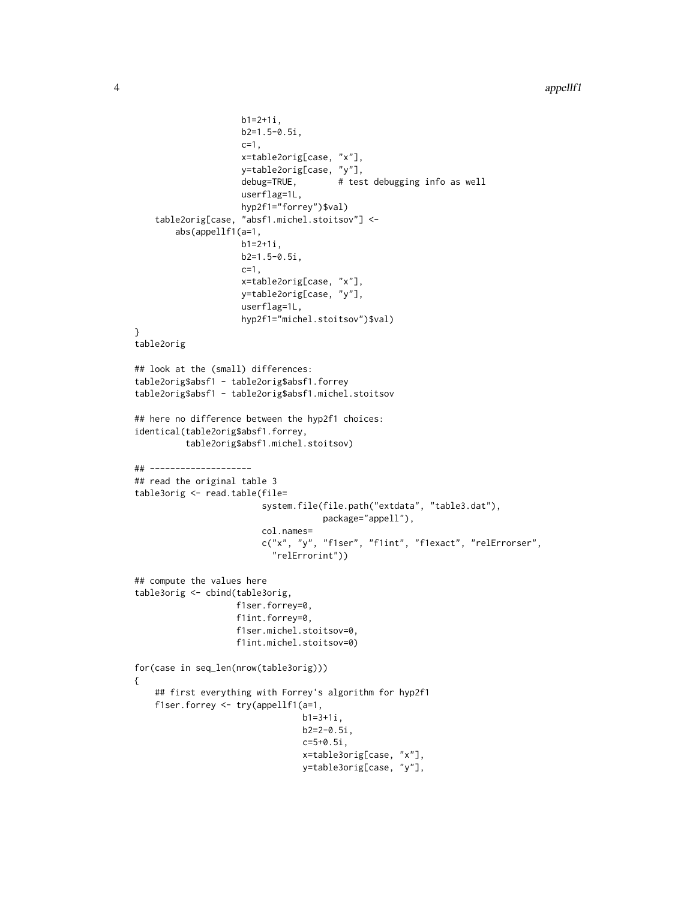```
                    b1=2+1i,
                    b2=1.5-0.5i,
                    c=1,
                    x=table2orig[case, "x"],
                    y=table2orig[case, "y"],
                    debug=TRUE,        # test debugging info as well
                    userflag=1L,
                    hyp2f1="forrey")$val)
    table2orig[case, "absf1.michel.stoitsov"] <-
        abs(appellf1(a=1,
                    b1=2+1i,
                    b2=1.5-0.5i,
                    c=1,
                    x=table2orig[case, "x"],
                    y=table2orig[case, "y"],
                    userflag=1L,
                    hyp2f1="michel.stoitsov")$val)
}
table2orig

## look at the (small) differences:
table2orig$absf1 - table2orig$absf1.forrey
table2orig$absf1 - table2orig$absf1.michel.stoitsov

## here no difference between the hyp2f1 choices:
identical(table2orig$absf1.forrey,
          table2orig$absf1.michel.stoitsov)

## --------------------
## read the original table 3
table3orig <- read.table(file=
                         system.file(file.path("extdata", "table3.dat"),
                                     package="appell"),
                         col.names=
                         c("x", "y", "f1ser", "f1int", "f1exact", "relErrorser",
                           "relErrorint"))

## compute the values here
table3orig <- cbind(table3orig,
                    f1ser.forrey=0,
                    f1int.forrey=0,
                    f1ser.michel.stoitsov=0,
                    f1int.michel.stoitsov=0)

for(case in seq_len(nrow(table3orig)))
{
    ## first everything with Forrey's algorithm for hyp2f1
    f1ser.forrey <- try(appellf1(a=1,
                                 b1=3+1i,
                                 b2=2-0.5i,
                                 c=5+0.5i,
                                 x=table3orig[case, "x"],
                                 y=table3orig[case, "y"],
```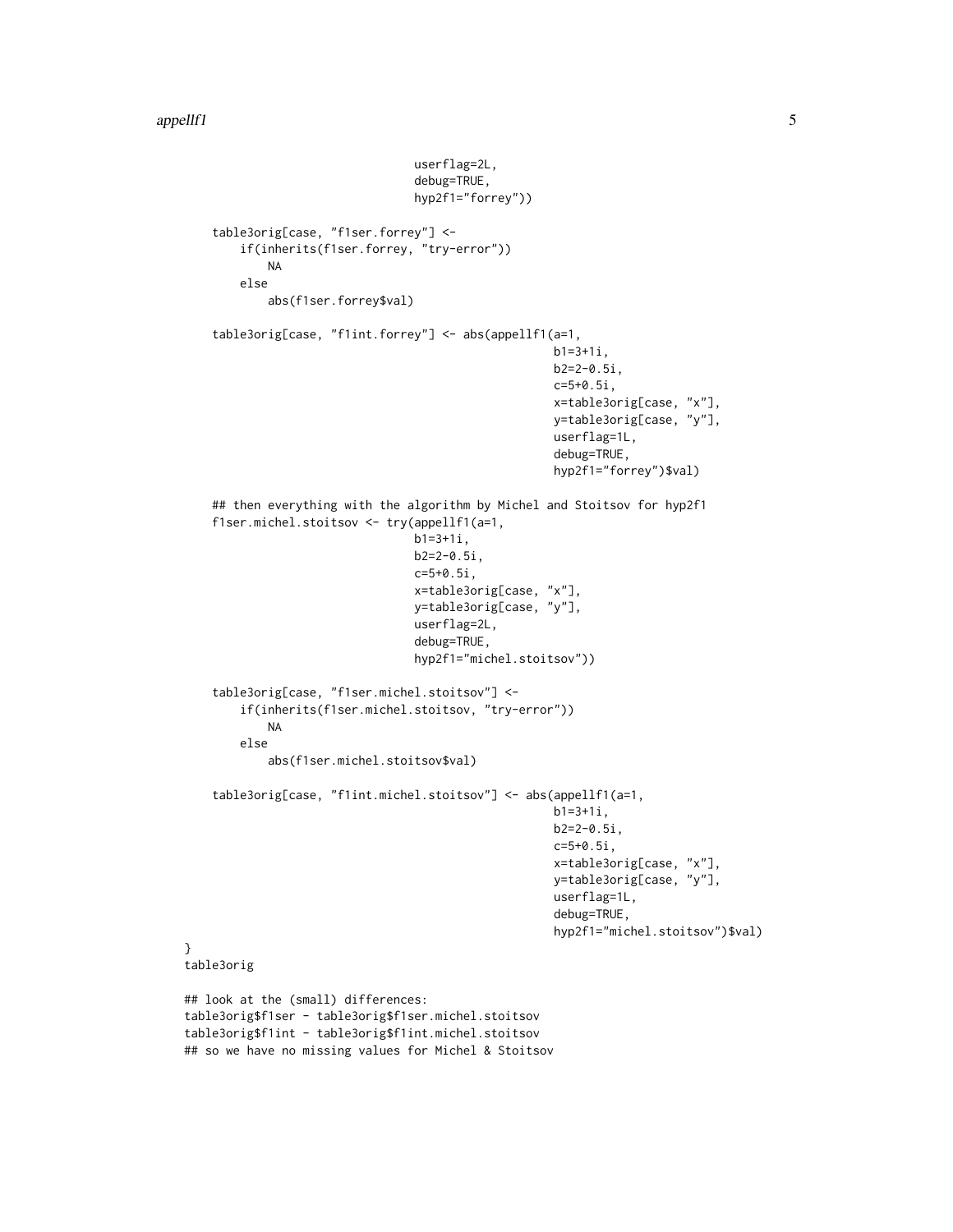```
                              userflag=2L,
                              debug=TRUE,
                              hyp2f1="forrey"))

    table3orig[case, "f1ser.forrey"] <-
        if(inherits(f1ser.forrey, "try-error"))
            NA
        else
            abs(f1ser.forrey$val)

    table3orig[case, "f1int.forrey"] <- abs(appellf1(a=1,
                                                     b1=3+1i,
                                                     b2=2-0.5i,
                                                     c=5+0.5i,
                                                     x=table3orig[case, "x"],
                                                     y=table3orig[case, "y"],
                                                     userflag=1L,
                                                     debug=TRUE,
                                                     hyp2f1="forrey")$val)

    ## then everything with the algorithm by Michel and Stoitsov for hyp2f1
    f1ser.michel.stoitsov <- try(appellf1(a=1,
                              b1=3+1i,
                              b2=2-0.5i,
                              c=5+0.5i,
                              x=table3orig[case, "x"],
                              y=table3orig[case, "y"],
                              userflag=2L,
                              debug=TRUE,
                              hyp2f1="michel.stoitsov"))

    table3orig[case, "f1ser.michel.stoitsov"] <-
        if(inherits(f1ser.michel.stoitsov, "try-error"))
            NA
        else
            abs(f1ser.michel.stoitsov$val)

    table3orig[case, "f1int.michel.stoitsov"] <- abs(appellf1(a=1,
                                                     b1=3+1i,
                                                     b2=2-0.5i,
                                                     c=5+0.5i,
                                                     x=table3orig[case, "x"],
                                                     y=table3orig[case, "y"],
                                                     userflag=1L,
                                                     debug=TRUE,
                                                     hyp2f1="michel.stoitsov")$val)
}
table3orig

## look at the (small) differences:
table3orig$f1ser - table3orig$f1ser.michel.stoitsov
table3orig$f1int - table3orig$f1int.michel.stoitsov
## so we have no missing values for Michel & Stoitsov
```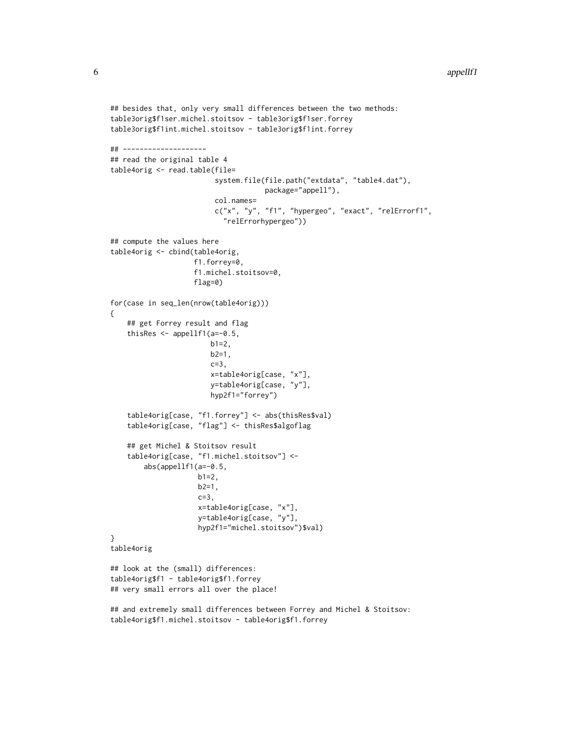```
## besides that, only very small differences between the two methods:
table3orig$f1ser.michel.stoitsov - table3orig$f1ser.forrey
table3orig$f1int.michel.stoitsov - table3orig$f1int.forrey

## --------------------
## read the original table 4
table4orig <- read.table(file=
                         system.file(file.path("extdata", "table4.dat"),
                                     package="appell"),
                         col.names=
                         c("x", "y", "f1", "hypergeo", "exact", "relErrorf1",
                           "relErrorhypergeo"))

## compute the values here
table4orig <- cbind(table4orig,
                    f1.forrey=0,
                    f1.michel.stoitsov=0,
                    flag=0)

for(case in seq_len(nrow(table4orig)))
{
    ## get Forrey result and flag
    thisRes <- appellf1(a=-0.5,
                        b1=2,
                        b2=1,
                        c=3,
                        x=table4orig[case, "x"],
                        y=table4orig[case, "y"],
                        hyp2f1="forrey")

    table4orig[case, "f1.forrey"] <- abs(thisRes$val)
    table4orig[case, "flag"] <- thisRes$algoflag

    ## get Michel & Stoitsov result
    table4orig[case, "f1.michel.stoitsov"] <-
        abs(appellf1(a=-0.5,
                     b1=2,
                     b2=1,
                     c=3,
                     x=table4orig[case, "x"],
                     y=table4orig[case, "y"],
                     hyp2f1="michel.stoitsov")$val)
}
table4orig

## look at the (small) differences:
table4orig$f1 - table4orig$f1.forrey
## very small errors all over the place!

## and extremely small differences between Forrey and Michel & Stoitsov:
table4orig$f1.michel.stoitsov - table4orig$f1.forrey
```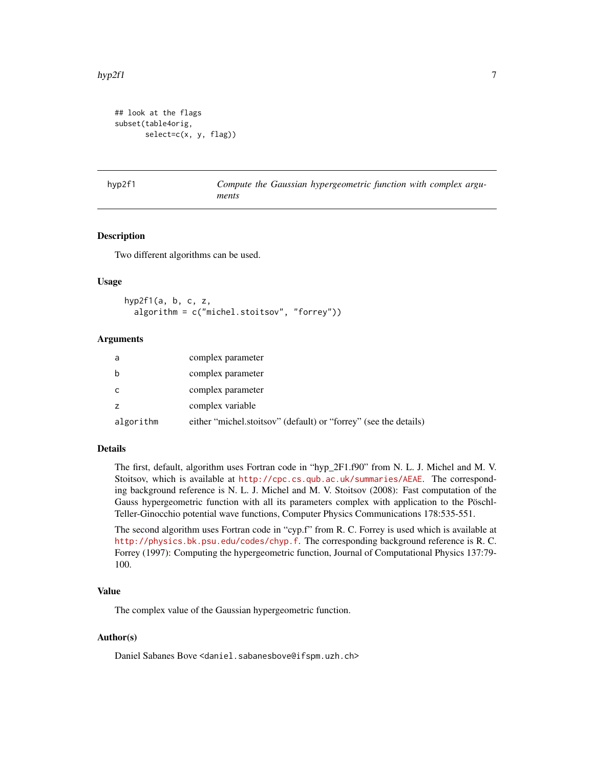```
## look at the flags
subset(table4orig,
       select=c(x, y, flag))
```

---

## hyp2f1 — *Compute the Gaussian hypergeometric function with complex arguments*

---

### Description

Two different algorithms can be used.

### Usage

```
hyp2f1(a, b, c, z,
  algorithm = c("michel.stoitsov", "forrey"))
```

### Arguments

| | |
|---|---|
| a | complex parameter |
| b | complex parameter |
| c | complex parameter |
| z | complex variable |
| algorithm | either "michel.stoitsov" (default) or "forrey" (see the details) |

### Details

The first, default, algorithm uses Fortran code in "hyp_2F1.f90" from N. L. J. Michel and M. V. Stoitsov, which is available at http://cpc.cs.qub.ac.uk/summaries/AEAE. The corresponding background reference is N. L. J. Michel and M. V. Stoitsov (2008): Fast computation of the Gauss hypergeometric function with all its parameters complex with application to the Pöschl-Teller-Ginocchio potential wave functions, Computer Physics Communications 178:535-551.

The second algorithm uses Fortran code in "cyp.f" from R. C. Forrey is used which is available at http://physics.bk.psu.edu/codes/chyp.f. The corresponding background reference is R. C. Forrey (1997): Computing the hypergeometric function, Journal of Computational Physics 137:79-100.

### Value

The complex value of the Gaussian hypergeometric function.

### Author(s)

Daniel Sabanes Bove <daniel.sabanesbove@ifspm.uzh.ch>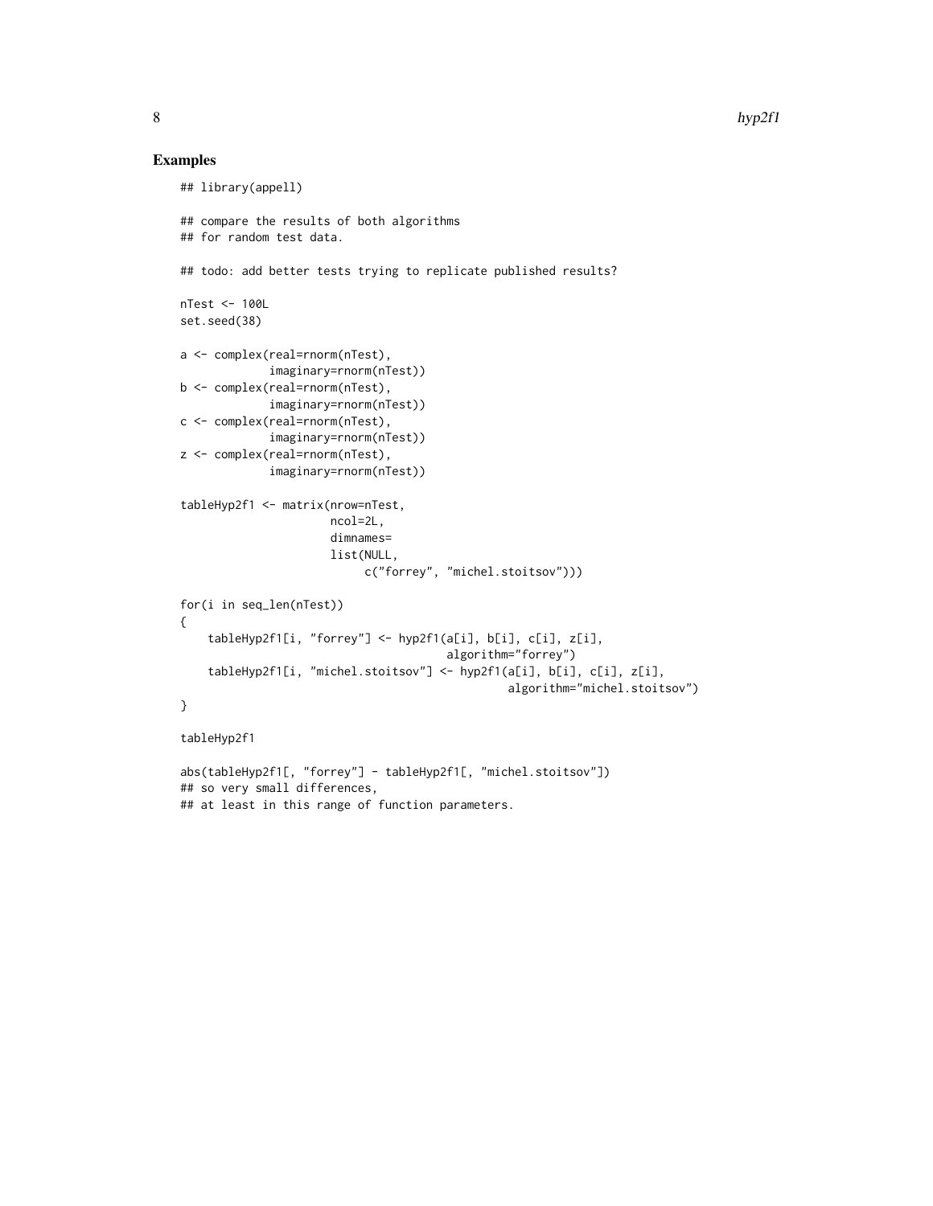## Examples

```
## library(appell)

## compare the results of both algorithms
## for random test data.

## todo: add better tests trying to replicate published results?

nTest <- 100L
set.seed(38)

a <- complex(real=rnorm(nTest),
             imaginary=rnorm(nTest))
b <- complex(real=rnorm(nTest),
             imaginary=rnorm(nTest))
c <- complex(real=rnorm(nTest),
             imaginary=rnorm(nTest))
z <- complex(real=rnorm(nTest),
             imaginary=rnorm(nTest))

tableHyp2f1 <- matrix(nrow=nTest,
                      ncol=2L,
                      dimnames=
                      list(NULL,
                           c("forrey", "michel.stoitsov")))

for(i in seq_len(nTest))
{
    tableHyp2f1[i, "forrey"] <- hyp2f1(a[i], b[i], c[i], z[i],
                                       algorithm="forrey")
    tableHyp2f1[i, "michel.stoitsov"] <- hyp2f1(a[i], b[i], c[i], z[i],
                                                algorithm="michel.stoitsov")
}

tableHyp2f1

abs(tableHyp2f1[, "forrey"] - tableHyp2f1[, "michel.stoitsov"])
## so very small differences,
## at least in this range of function parameters.
```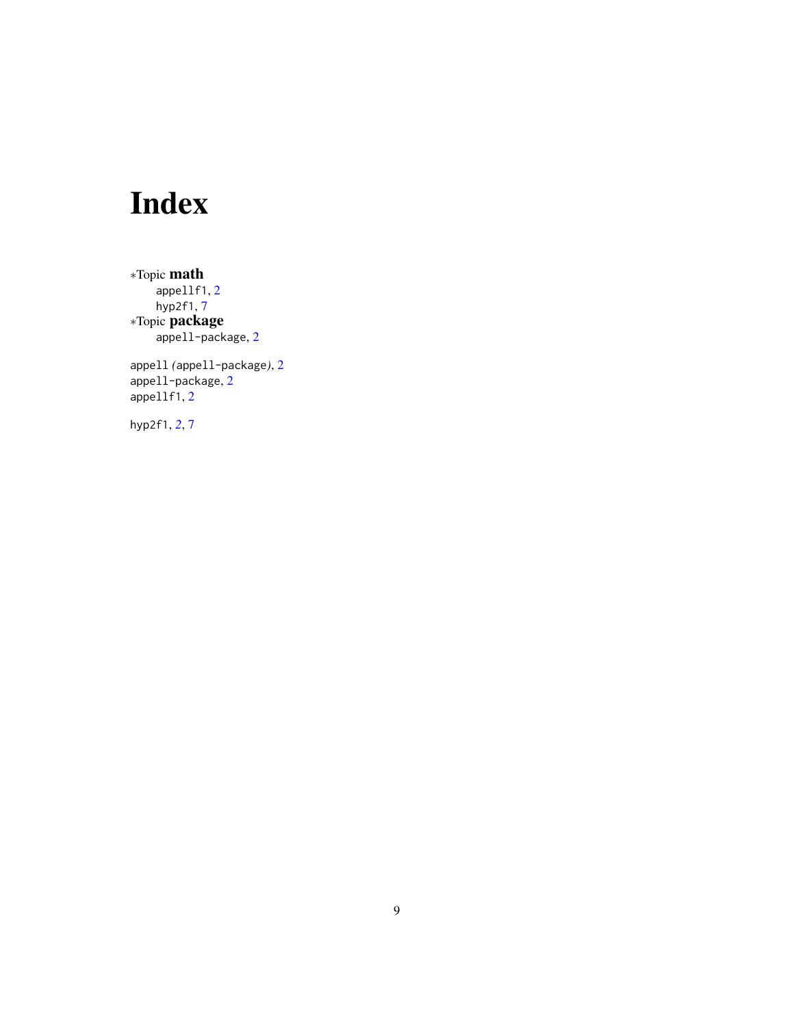# Index

∗Topic **math**

  appellf1, 2

  hyp2f1, 7

∗Topic **package**

  appell-package, 2

appell *(*appell-package*)*, 2

appell-package, 2

appellf1, 2

hyp2f1, *2*, 7